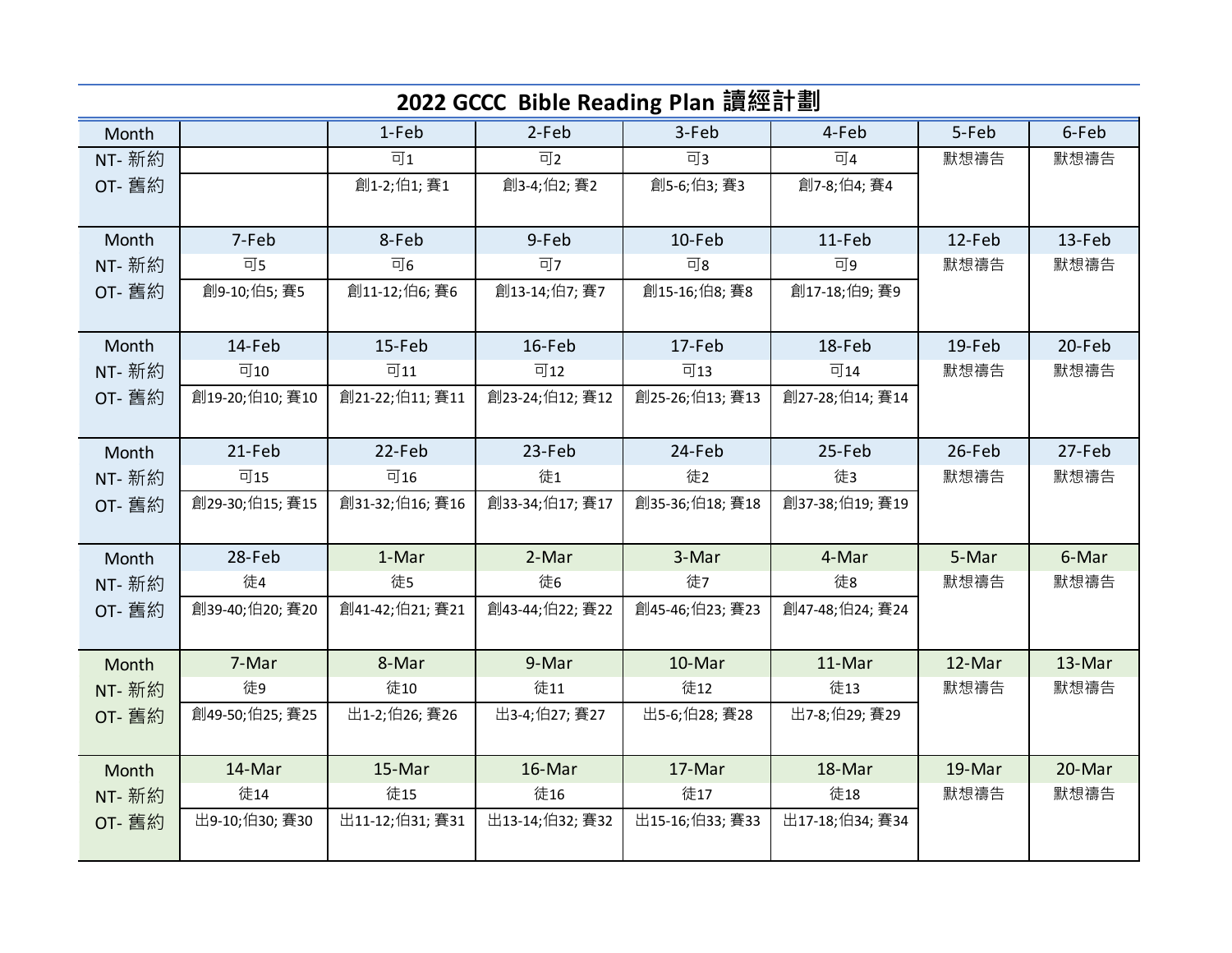# 2022 GCCC Bible Reading Plan 讀經計劃

| Month | | 1-Feb | 2-Feb | 3-Feb | 4-Feb | 5-Feb | 6-Feb |
|---|---|---|---|---|---|---|---|
| NT- 新約 | | 可1 | 可2 | 可3 | 可4 | 默想禱告 | 默想禱告 |
| OT- 舊約 | | 創1-2;伯1; 賽1 | 創3-4;伯2; 賽2 | 創5-6;伯3; 賽3 | 創7-8;伯4; 賽4 | | |
| Month | 7-Feb | 8-Feb | 9-Feb | 10-Feb | 11-Feb | 12-Feb | 13-Feb |
| NT- 新約 | 可5 | 可6 | 可7 | 可8 | 可9 | 默想禱告 | 默想禱告 |
| OT- 舊約 | 創9-10;伯5; 賽5 | 創11-12;伯6; 賽6 | 創13-14;伯7; 賽7 | 創15-16;伯8; 賽8 | 創17-18;伯9; 賽9 | | |
| Month | 14-Feb | 15-Feb | 16-Feb | 17-Feb | 18-Feb | 19-Feb | 20-Feb |
| NT- 新約 | 可10 | 可11 | 可12 | 可13 | 可14 | 默想禱告 | 默想禱告 |
| OT- 舊約 | 創19-20;伯10; 賽10 | 創21-22;伯11; 賽11 | 創23-24;伯12; 賽12 | 創25-26;伯13; 賽13 | 創27-28;伯14; 賽14 | | |
| Month | 21-Feb | 22-Feb | 23-Feb | 24-Feb | 25-Feb | 26-Feb | 27-Feb |
| NT- 新約 | 可15 | 可16 | 徒1 | 徒2 | 徒3 | 默想禱告 | 默想禱告 |
| OT- 舊約 | 創29-30;伯15; 賽15 | 創31-32;伯16; 賽16 | 創33-34;伯17; 賽17 | 創35-36;伯18; 賽18 | 創37-38;伯19; 賽19 | | |
| Month | 28-Feb | 1-Mar | 2-Mar | 3-Mar | 4-Mar | 5-Mar | 6-Mar |
| NT- 新約 | 徒4 | 徒5 | 徒6 | 徒7 | 徒8 | 默想禱告 | 默想禱告 |
| OT- 舊約 | 創39-40;伯20; 賽20 | 創41-42;伯21; 賽21 | 創43-44;伯22; 賽22 | 創45-46;伯23; 賽23 | 創47-48;伯24; 賽24 | | |
| Month | 7-Mar | 8-Mar | 9-Mar | 10-Mar | 11-Mar | 12-Mar | 13-Mar |
| NT- 新約 | 徒9 | 徒10 | 徒11 | 徒12 | 徒13 | 默想禱告 | 默想禱告 |
| OT- 舊約 | 創49-50;伯25; 賽25 | 出1-2;伯26; 賽26 | 出3-4;伯27; 賽27 | 出5-6;伯28; 賽28 | 出7-8;伯29; 賽29 | | |
| Month | 14-Mar | 15-Mar | 16-Mar | 17-Mar | 18-Mar | 19-Mar | 20-Mar |
| NT- 新約 | 徒14 | 徒15 | 徒16 | 徒17 | 徒18 | 默想禱告 | 默想禱告 |
| OT- 舊約 | 出9-10;伯30; 賽30 | 出11-12;伯31; 賽31 | 出13-14;伯32; 賽32 | 出15-16;伯33; 賽33 | 出17-18;伯34; 賽34 | | |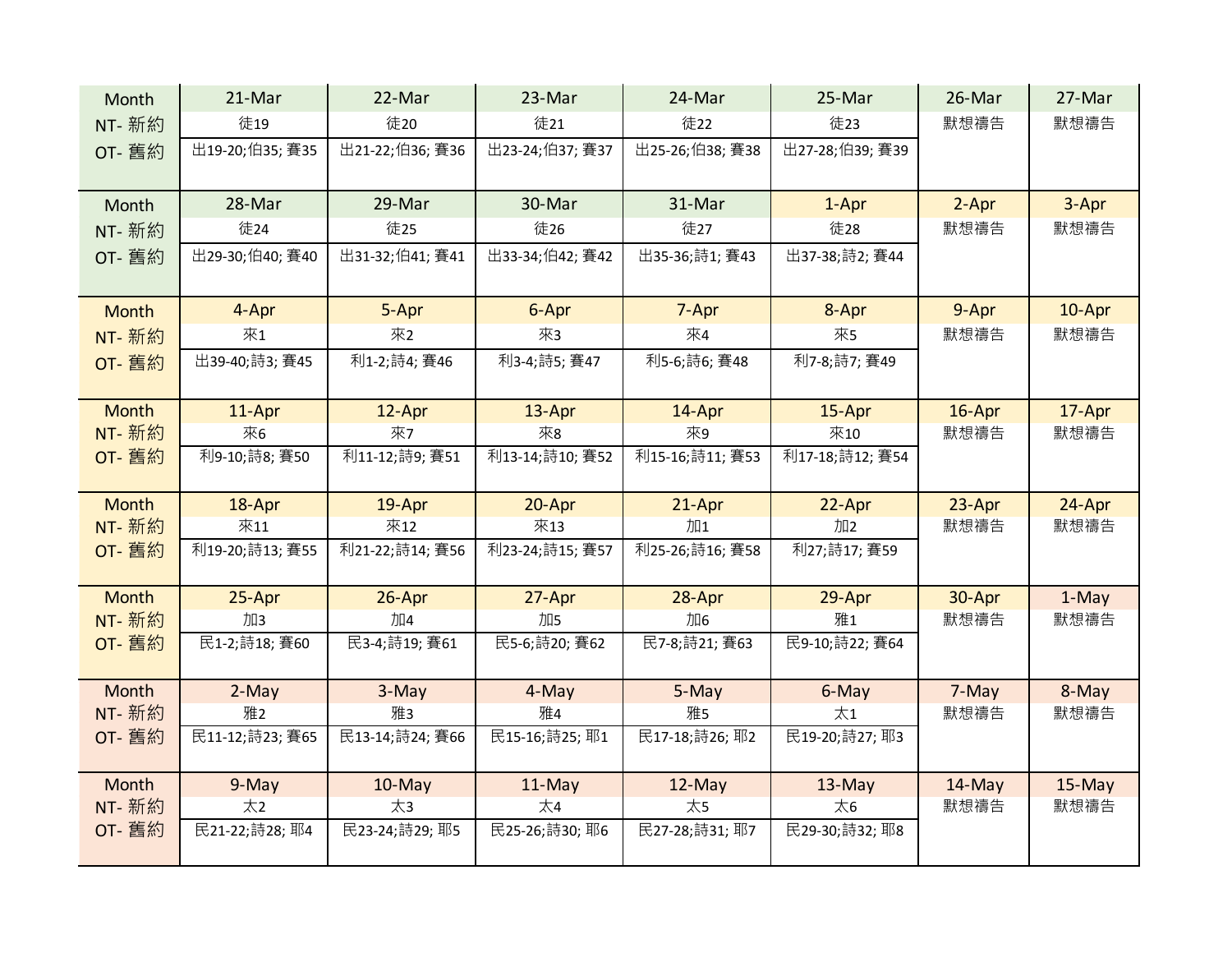| Month<br>NT- 新約<br>OT- 舊約 | 21-Mar | 22-Mar | 23-Mar | 24-Mar | 25-Mar | 26-Mar | 27-Mar |
|---|---|---|---|---|---|---|---|
| | 徒19 | 徒20 | 徒21 | 徒22 | 徒23 | 默想禱告 | 默想禱告 |
| | 出19-20;伯35; 賽35 | 出21-22;伯36; 賽36 | 出23-24;伯37; 賽37 | 出25-26;伯38; 賽38 | 出27-28;伯39; 賽39 | | |
| Month<br>NT- 新約<br>OT- 舊約 | 28-Mar | 29-Mar | 30-Mar | 31-Mar | 1-Apr | 2-Apr | 3-Apr |
| | 徒24 | 徒25 | 徒26 | 徒27 | 徒28 | 默想禱告 | 默想禱告 |
| | 出29-30;伯40; 賽40 | 出31-32;伯41; 賽41 | 出33-34;伯42; 賽42 | 出35-36;詩1; 賽43 | 出37-38;詩2; 賽44 | | |
| Month<br>NT- 新約<br>OT- 舊約 | 4-Apr | 5-Apr | 6-Apr | 7-Apr | 8-Apr | 9-Apr | 10-Apr |
| | 來1 | 來2 | 來3 | 來4 | 來5 | 默想禱告 | 默想禱告 |
| | 出39-40;詩3; 賽45 | 利1-2;詩4; 賽46 | 利3-4;詩5; 賽47 | 利5-6;詩6; 賽48 | 利7-8;詩7; 賽49 | | |
| Month<br>NT- 新約<br>OT- 舊約 | 11-Apr | 12-Apr | 13-Apr | 14-Apr | 15-Apr | 16-Apr | 17-Apr |
| | 來6 | 來7 | 來8 | 來9 | 來10 | 默想禱告 | 默想禱告 |
| | 利9-10;詩8; 賽50 | 利11-12;詩9; 賽51 | 利13-14;詩10; 賽52 | 利15-16;詩11; 賽53 | 利17-18;詩12; 賽54 | | |
| Month<br>NT- 新約<br>OT- 舊約 | 18-Apr | 19-Apr | 20-Apr | 21-Apr | 22-Apr | 23-Apr | 24-Apr |
| | 來11 | 來12 | 來13 | 加1 | 加2 | 默想禱告 | 默想禱告 |
| | 利19-20;詩13; 賽55 | 利21-22;詩14; 賽56 | 利23-24;詩15; 賽57 | 利25-26;詩16; 賽58 | 利27;詩17; 賽59 | | |
| Month<br>NT- 新約<br>OT- 舊約 | 25-Apr | 26-Apr | 27-Apr | 28-Apr | 29-Apr | 30-Apr | 1-May |
| | 加3 | 加4 | 加5 | 加6 | 雅1 | 默想禱告 | 默想禱告 |
| | 民1-2;詩18; 賽60 | 民3-4;詩19; 賽61 | 民5-6;詩20; 賽62 | 民7-8;詩21; 賽63 | 民9-10;詩22; 賽64 | | |
| Month<br>NT- 新約<br>OT- 舊約 | 2-May | 3-May | 4-May | 5-May | 6-May | 7-May | 8-May |
| | 雅2 | 雅3 | 雅4 | 雅5 | 太1 | 默想禱告 | 默想禱告 |
| | 民11-12;詩23; 賽65 | 民13-14;詩24; 賽66 | 民15-16;詩25; 耶1 | 民17-18;詩26; 耶2 | 民19-20;詩27; 耶3 | | |
| Month<br>NT- 新約<br>OT- 舊約 | 9-May | 10-May | 11-May | 12-May | 13-May | 14-May | 15-May |
| | 太2 | 太3 | 太4 | 太5 | 太6 | 默想禱告 | 默想禱告 |
| | 民21-22;詩28; 耶4 | 民23-24;詩29; 耶5 | 民25-26;詩30; 耶6 | 民27-28;詩31; 耶7 | 民29-30;詩32; 耶8 | | |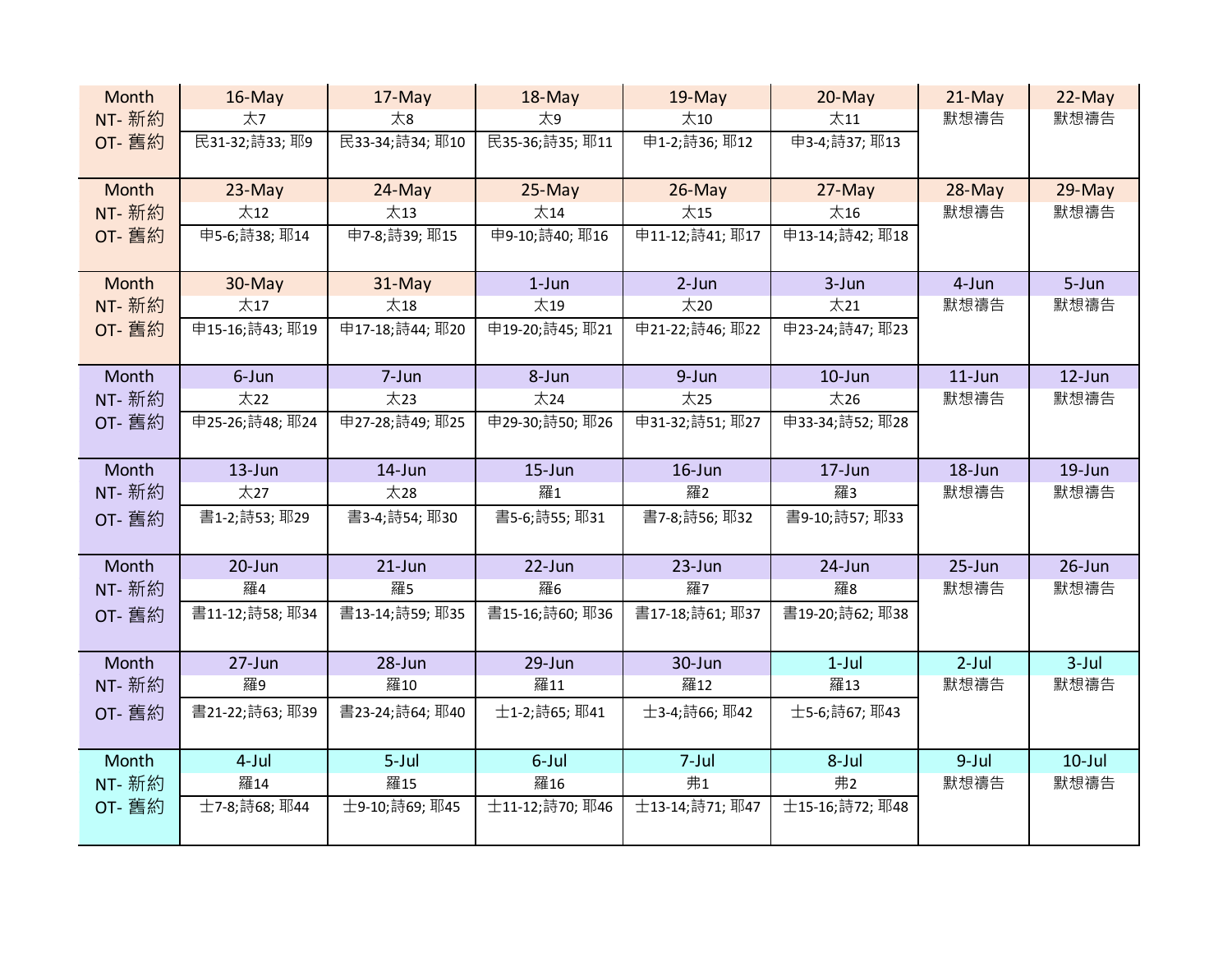| Month | 16-May | 17-May | 18-May | 19-May | 20-May | 21-May | 22-May |
|---|---|---|---|---|---|---|---|
| NT- 新約 | 太7 | 太8 | 太9 | 太10 | 太11 | 默想禱告 | 默想禱告 |
| OT- 舊約 | 民31-32;詩33; 耶9 | 民33-34;詩34; 耶10 | 民35-36;詩35; 耶11 | 申1-2;詩36; 耶12 | 申3-4;詩37; 耶13 | | |
| Month | 23-May | 24-May | 25-May | 26-May | 27-May | 28-May | 29-May |
| NT- 新約 | 太12 | 太13 | 太14 | 太15 | 太16 | 默想禱告 | 默想禱告 |
| OT- 舊約 | 申5-6;詩38; 耶14 | 申7-8;詩39; 耶15 | 申9-10;詩40; 耶16 | 申11-12;詩41; 耶17 | 申13-14;詩42; 耶18 | | |
| Month | 30-May | 31-May | 1-Jun | 2-Jun | 3-Jun | 4-Jun | 5-Jun |
| NT- 新約 | 太17 | 太18 | 太19 | 太20 | 太21 | 默想禱告 | 默想禱告 |
| OT- 舊約 | 申15-16;詩43; 耶19 | 申17-18;詩44; 耶20 | 申19-20;詩45; 耶21 | 申21-22;詩46; 耶22 | 申23-24;詩47; 耶23 | | |
| Month | 6-Jun | 7-Jun | 8-Jun | 9-Jun | 10-Jun | 11-Jun | 12-Jun |
| NT- 新約 | 太22 | 太23 | 太24 | 太25 | 太26 | 默想禱告 | 默想禱告 |
| OT- 舊約 | 申25-26;詩48; 耶24 | 申27-28;詩49; 耶25 | 申29-30;詩50; 耶26 | 申31-32;詩51; 耶27 | 申33-34;詩52; 耶28 | | |
| Month | 13-Jun | 14-Jun | 15-Jun | 16-Jun | 17-Jun | 18-Jun | 19-Jun |
| NT- 新約 | 太27 | 太28 | 羅1 | 羅2 | 羅3 | 默想禱告 | 默想禱告 |
| OT- 舊約 | 書1-2;詩53; 耶29 | 書3-4;詩54; 耶30 | 書5-6;詩55; 耶31 | 書7-8;詩56; 耶32 | 書9-10;詩57; 耶33 | | |
| Month | 20-Jun | 21-Jun | 22-Jun | 23-Jun | 24-Jun | 25-Jun | 26-Jun |
| NT- 新約 | 羅4 | 羅5 | 羅6 | 羅7 | 羅8 | 默想禱告 | 默想禱告 |
| OT- 舊約 | 書11-12;詩58; 耶34 | 書13-14;詩59; 耶35 | 書15-16;詩60; 耶36 | 書17-18;詩61; 耶37 | 書19-20;詩62; 耶38 | | |
| Month | 27-Jun | 28-Jun | 29-Jun | 30-Jun | 1-Jul | 2-Jul | 3-Jul |
| NT- 新約 | 羅9 | 羅10 | 羅11 | 羅12 | 羅13 | 默想禱告 | 默想禱告 |
| OT- 舊約 | 書21-22;詩63; 耶39 | 書23-24;詩64; 耶40 | 士1-2;詩65; 耶41 | 士3-4;詩66; 耶42 | 士5-6;詩67; 耶43 | | |
| Month | 4-Jul | 5-Jul | 6-Jul | 7-Jul | 8-Jul | 9-Jul | 10-Jul |
| NT- 新約 | 羅14 | 羅15 | 羅16 | 弗1 | 弗2 | 默想禱告 | 默想禱告 |
| OT- 舊約 | 士7-8;詩68; 耶44 | 士9-10;詩69; 耶45 | 士11-12;詩70; 耶46 | 士13-14;詩71; 耶47 | 士15-16;詩72; 耶48 | | |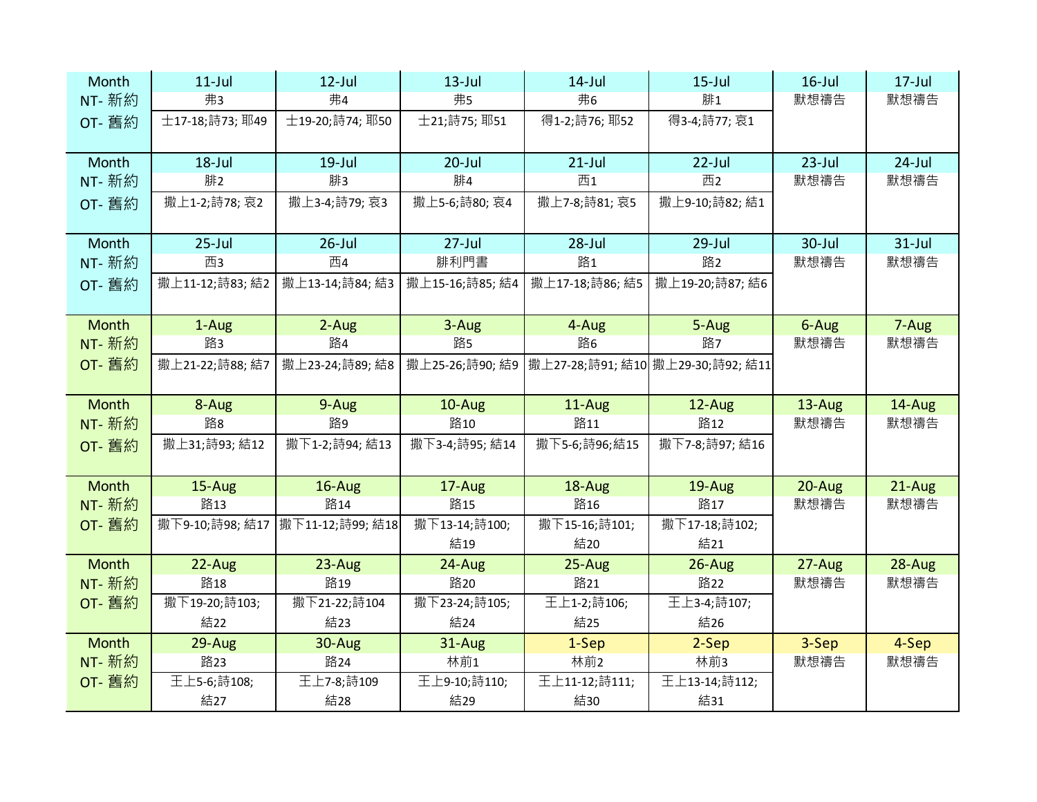| Month | 11-Jul | 12-Jul | 13-Jul | 14-Jul | 15-Jul | 16-Jul | 17-Jul |
|---|---|---|---|---|---|---|---|
| NT- 新約 | 弗3 | 弗4 | 弗5 | 弗6 | 腓1 | 默想禱告 | 默想禱告 |
| OT- 舊約 | 士17-18;詩73; 耶49 | 士19-20;詩74; 耶50 | 士21;詩75; 耶51 | 得1-2;詩76; 耶52 | 得3-4;詩77; 哀1 | | |
| Month | 18-Jul | 19-Jul | 20-Jul | 21-Jul | 22-Jul | 23-Jul | 24-Jul |
| NT- 新約 | 腓2 | 腓3 | 腓4 | 西1 | 西2 | 默想禱告 | 默想禱告 |
| OT- 舊約 | 撒上1-2;詩78; 哀2 | 撒上3-4;詩79; 哀3 | 撒上5-6;詩80; 哀4 | 撒上7-8;詩81; 哀5 | 撒上9-10;詩82; 結1 | | |
| Month | 25-Jul | 26-Jul | 27-Jul | 28-Jul | 29-Jul | 30-Jul | 31-Jul |
| NT- 新約 | 西3 | 西4 | 腓利門書 | 路1 | 路2 | 默想禱告 | 默想禱告 |
| OT- 舊約 | 撒上11-12;詩83; 結2 | 撒上13-14;詩84; 結3 | 撒上15-16;詩85; 結4 | 撒上17-18;詩86; 結5 | 撒上19-20;詩87; 結6 | | |
| Month | 1-Aug | 2-Aug | 3-Aug | 4-Aug | 5-Aug | 6-Aug | 7-Aug |
| NT- 新約 | 路3 | 路4 | 路5 | 路6 | 路7 | 默想禱告 | 默想禱告 |
| OT- 舊約 | 撒上21-22;詩88; 結7 | 撒上23-24;詩89; 結8 | 撒上25-26;詩90; 結9 | 撒上27-28;詩91; 結10 | 撒上29-30;詩92; 結11 | | |
| Month | 8-Aug | 9-Aug | 10-Aug | 11-Aug | 12-Aug | 13-Aug | 14-Aug |
| NT- 新約 | 路8 | 路9 | 路10 | 路11 | 路12 | 默想禱告 | 默想禱告 |
| OT- 舊約 | 撒上31;詩93; 結12 | 撒下1-2;詩94; 結13 | 撒下3-4;詩95; 結14 | 撒下5-6;詩96;結15 | 撒下7-8;詩97; 結16 | | |
| Month | 15-Aug | 16-Aug | 17-Aug | 18-Aug | 19-Aug | 20-Aug | 21-Aug |
| NT- 新約 | 路13 | 路14 | 路15 | 路16 | 路17 | 默想禱告 | 默想禱告 |
| OT- 舊約 | 撒下9-10;詩98; 結17 | 撒下11-12;詩99; 結18 | 撒下13-14;詩100; 結19 | 撒下15-16;詩101; 結20 | 撒下17-18;詩102; 結21 | | |
| Month | 22-Aug | 23-Aug | 24-Aug | 25-Aug | 26-Aug | 27-Aug | 28-Aug |
| NT- 新約 | 路18 | 路19 | 路20 | 路21 | 路22 | 默想禱告 | 默想禱告 |
| OT- 舊約 | 撒下19-20;詩103; 結22 | 撒下21-22;詩104 結23 | 撒下23-24;詩105; 結24 | 王上1-2;詩106; 結25 | 王上3-4;詩107; 結26 | | |
| Month | 29-Aug | 30-Aug | 31-Aug | 1-Sep | 2-Sep | 3-Sep | 4-Sep |
| NT- 新約 | 路23 | 路24 | 林前1 | 林前2 | 林前3 | 默想禱告 | 默想禱告 |
| OT- 舊約 | 王上5-6;詩108; 結27 | 王上7-8;詩109 結28 | 王上9-10;詩110; 結29 | 王上11-12;詩111; 結30 | 王上13-14;詩112; 結31 | | |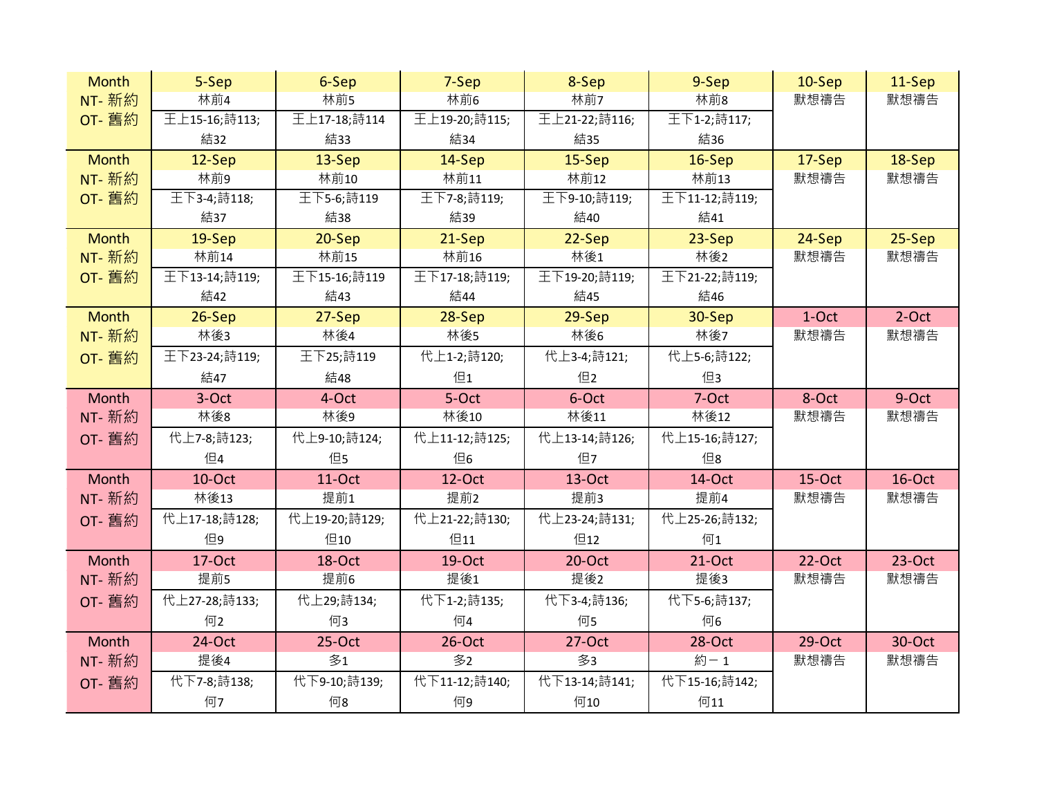| Month<br>NT- 新約<br>OT- 舊約 | 5-Sep | 6-Sep | 7-Sep | 8-Sep | 9-Sep | 10-Sep | 11-Sep |
|---|---|---|---|---|---|---|---|
| | 林前4 | 林前5 | 林前6 | 林前7 | 林前8 | 默想禱告 | 默想禱告 |
| | 王上15-16;詩113;<br>結32 | 王上17-18;詩114<br>結33 | 王上19-20;詩115;<br>結34 | 王上21-22;詩116;<br>結35 | 王下1-2;詩117;<br>結36 | | |
| **Month<br>NT- 新約<br>OT- 舊約** | **12-Sep** | **13-Sep** | **14-Sep** | **15-Sep** | **16-Sep** | **17-Sep** | **18-Sep** |
| | 林前9 | 林前10 | 林前11 | 林前12 | 林前13 | 默想禱告 | 默想禱告 |
| | 王下3-4;詩118;<br>結37 | 王下5-6;詩119<br>結38 | 王下7-8;詩119;<br>結39 | 王下9-10;詩119;<br>結40 | 王下11-12;詩119;<br>結41 | | |
| **Month<br>NT- 新約<br>OT- 舊約** | **19-Sep** | **20-Sep** | **21-Sep** | **22-Sep** | **23-Sep** | **24-Sep** | **25-Sep** |
| | 林前14 | 林前15 | 林前16 | 林後1 | 林後2 | 默想禱告 | 默想禱告 |
| | 王下13-14;詩119;<br>結42 | 王下15-16;詩119<br>結43 | 王下17-18;詩119;<br>結44 | 王下19-20;詩119;<br>結45 | 王下21-22;詩119;<br>結46 | | |
| **Month<br>NT- 新約<br>OT- 舊約** | **26-Sep** | **27-Sep** | **28-Sep** | **29-Sep** | **30-Sep** | **1-Oct** | **2-Oct** |
| | 林後3 | 林後4 | 林後5 | 林後6 | 林後7 | 默想禱告 | 默想禱告 |
| | 王下23-24;詩119;<br>結47 | 王下25;詩119<br>結48 | 代上1-2;詩120;<br>但1 | 代上3-4;詩121;<br>但2 | 代上5-6;詩122;<br>但3 | | |
| **Month<br>NT- 新約<br>OT- 舊約** | **3-Oct** | **4-Oct** | **5-Oct** | **6-Oct** | **7-Oct** | **8-Oct** | **9-Oct** |
| | 林後8 | 林後9 | 林後10 | 林後11 | 林後12 | 默想禱告 | 默想禱告 |
| | 代上7-8;詩123;<br>但4 | 代上9-10;詩124;<br>但5 | 代上11-12;詩125;<br>但6 | 代上13-14;詩126;<br>但7 | 代上15-16;詩127;<br>但8 | | |
| **Month<br>NT- 新約<br>OT- 舊約** | **10-Oct** | **11-Oct** | **12-Oct** | **13-Oct** | **14-Oct** | **15-Oct** | **16-Oct** |
| | 林後13 | 提前1 | 提前2 | 提前3 | 提前4 | 默想禱告 | 默想禱告 |
| | 代上17-18;詩128;<br>但9 | 代上19-20;詩129;<br>但10 | 代上21-22;詩130;<br>但11 | 代上23-24;詩131;<br>但12 | 代上25-26;詩132;<br>何1 | | |
| **Month<br>NT- 新約<br>OT- 舊約** | **17-Oct** | **18-Oct** | **19-Oct** | **20-Oct** | **21-Oct** | **22-Oct** | **23-Oct** |
| | 提前5 | 提前6 | 提後1 | 提後2 | 提後3 | 默想禱告 | 默想禱告 |
| | 代上27-28;詩133;<br>何2 | 代上29;詩134;<br>何3 | 代下1-2;詩135;<br>何4 | 代下3-4;詩136;<br>何5 | 代下5-6;詩137;<br>何6 | | |
| **Month<br>NT- 新約<br>OT- 舊約** | **24-Oct** | **25-Oct** | **26-Oct** | **27-Oct** | **28-Oct** | **29-Oct** | **30-Oct** |
| | 提後4 | 多1 | 多2 | 多3 | 約－ 1 | 默想禱告 | 默想禱告 |
| | 代下7-8;詩138;<br>何7 | 代下9-10;詩139;<br>何8 | 代下11-12;詩140;<br>何9 | 代下13-14;詩141;<br>何10 | 代下15-16;詩142;<br>何11 | | |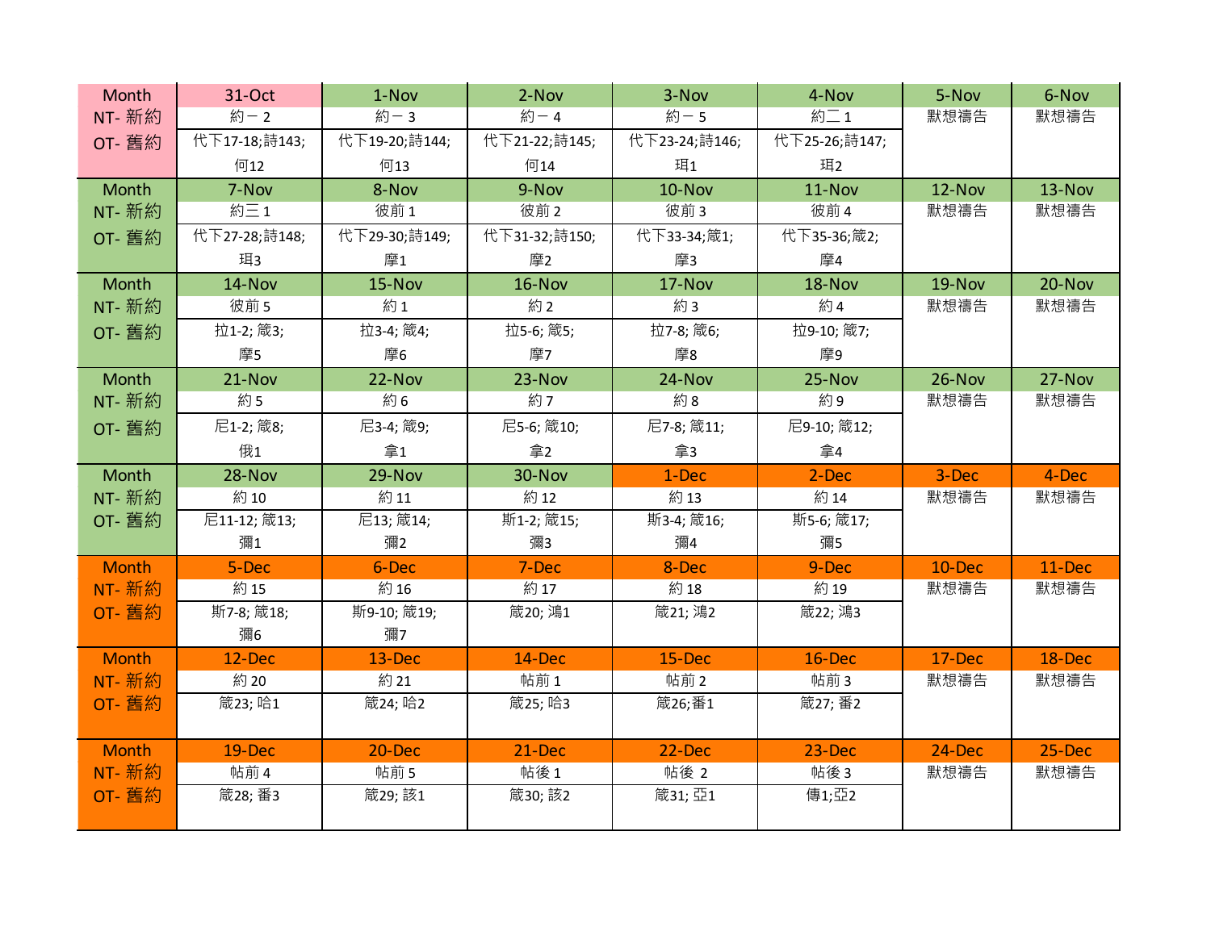| Month | 31-Oct | 1-Nov | 2-Nov | 3-Nov | 4-Nov | 5-Nov | 6-Nov |
|---|---|---|---|---|---|---|---|
| NT- 新約 | 約一 2 | 約一 3 | 約一 4 | 約一 5 | 約二 1 | 默想禱告 | 默想禱告 |
| OT- 舊約 | 代下17-18;詩143; 何12 | 代下19-20;詩144; 何13 | 代下21-22;詩145; 何14 | 代下23-24;詩146; 珥1 | 代下25-26;詩147; 珥2 | | |
| Month | 7-Nov | 8-Nov | 9-Nov | 10-Nov | 11-Nov | 12-Nov | 13-Nov |
| NT- 新約 | 約三 1 | 彼前 1 | 彼前 2 | 彼前 3 | 彼前 4 | 默想禱告 | 默想禱告 |
| OT- 舊約 | 代下27-28;詩148; 珥3 | 代下29-30;詩149; 摩1 | 代下31-32;詩150; 摩2 | 代下33-34;箴1; 摩3 | 代下35-36;箴2; 摩4 | | |
| Month | 14-Nov | 15-Nov | 16-Nov | 17-Nov | 18-Nov | 19-Nov | 20-Nov |
| NT- 新約 | 彼前 5 | 約 1 | 約 2 | 約 3 | 約 4 | 默想禱告 | 默想禱告 |
| OT- 舊約 | 拉1-2; 箴3; 摩5 | 拉3-4; 箴4; 摩6 | 拉5-6; 箴5; 摩7 | 拉7-8; 箴6; 摩8 | 拉9-10; 箴7; 摩9 | | |
| Month | 21-Nov | 22-Nov | 23-Nov | 24-Nov | 25-Nov | 26-Nov | 27-Nov |
| NT- 新約 | 約 5 | 約 6 | 約 7 | 約 8 | 約 9 | 默想禱告 | 默想禱告 |
| OT- 舊約 | 尼1-2; 箴8; 俄1 | 尼3-4; 箴9; 拿1 | 尼5-6; 箴10; 拿2 | 尼7-8; 箴11; 拿3 | 尼9-10; 箴12; 拿4 | | |
| Month | 28-Nov | 29-Nov | 30-Nov | 1-Dec | 2-Dec | 3-Dec | 4-Dec |
| NT- 新約 | 約 10 | 約 11 | 約 12 | 約 13 | 約 14 | 默想禱告 | 默想禱告 |
| OT- 舊約 | 尼11-12; 箴13; 彌1 | 尼13; 箴14; 彌2 | 斯1-2; 箴15; 彌3 | 斯3-4; 箴16; 彌4 | 斯5-6; 箴17; 彌5 | | |
| Month | 5-Dec | 6-Dec | 7-Dec | 8-Dec | 9-Dec | 10-Dec | 11-Dec |
| NT- 新約 | 約 15 | 約 16 | 約 17 | 約 18 | 約 19 | 默想禱告 | 默想禱告 |
| OT- 舊約 | 斯7-8; 箴18; 彌6 | 斯9-10; 箴19; 彌7 | 箴20; 鴻1 | 箴21; 鴻2 | 箴22; 鴻3 | | |
| Month | 12-Dec | 13-Dec | 14-Dec | 15-Dec | 16-Dec | 17-Dec | 18-Dec |
| NT- 新約 | 約 20 | 約 21 | 帖前 1 | 帖前 2 | 帖前 3 | 默想禱告 | 默想禱告 |
| OT- 舊約 | 箴23; 哈1 | 箴24; 哈2 | 箴25; 哈3 | 箴26;番1 | 箴27; 番2 | | |
| Month | 19-Dec | 20-Dec | 21-Dec | 22-Dec | 23-Dec | 24-Dec | 25-Dec |
| NT- 新約 | 帖前 4 | 帖前 5 | 帖後 1 | 帖後 2 | 帖後 3 | 默想禱告 | 默想禱告 |
| OT- 舊約 | 箴28; 番3 | 箴29; 該1 | 箴30; 該2 | 箴31; 亞1 | 傳1;亞2 | | |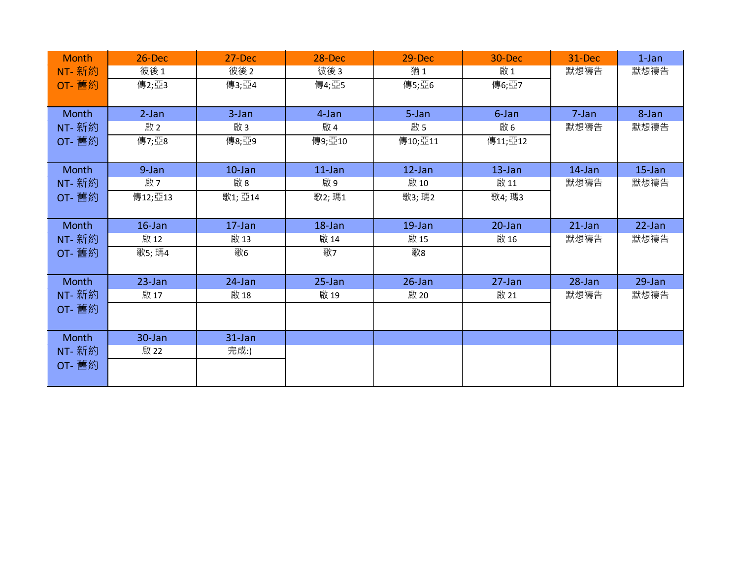| Month<br>NT- 新約<br>OT- 舊約 | 26-Dec | 27-Dec | 28-Dec | 29-Dec | 30-Dec | 31-Dec | 1-Jan |
|---|---|---|---|---|---|---|---|
| NT- 新約 | 彼後 1 | 彼後 2 | 彼後 3 | 猶 1 | 啟 1 | 默想禱告 | 默想禱告 |
| OT- 舊約 | 傳2;亞3 | 傳3;亞4 | 傳4;亞5 | 傳5;亞6 | 傳6;亞7 | | |
| **Month** | **2-Jan** | **3-Jan** | **4-Jan** | **5-Jan** | **6-Jan** | **7-Jan** | **8-Jan** |
| NT- 新約 | 啟 2 | 啟 3 | 啟 4 | 啟 5 | 啟 6 | 默想禱告 | 默想禱告 |
| OT- 舊約 | 傳7;亞8 | 傳8;亞9 | 傳9;亞10 | 傳10;亞11 | 傳11;亞12 | | |
| **Month** | **9-Jan** | **10-Jan** | **11-Jan** | **12-Jan** | **13-Jan** | **14-Jan** | **15-Jan** |
| NT- 新約 | 啟 7 | 啟 8 | 啟 9 | 啟 10 | 啟 11 | 默想禱告 | 默想禱告 |
| OT- 舊約 | 傳12;亞13 | 歌1; 亞14 | 歌2; 瑪1 | 歌3; 瑪2 | 歌4; 瑪3 | | |
| **Month** | **16-Jan** | **17-Jan** | **18-Jan** | **19-Jan** | **20-Jan** | **21-Jan** | **22-Jan** |
| NT- 新約 | 啟 12 | 啟 13 | 啟 14 | 啟 15 | 啟 16 | 默想禱告 | 默想禱告 |
| OT- 舊約 | 歌5; 瑪4 | 歌6 | 歌7 | 歌8 | | | |
| **Month** | **23-Jan** | **24-Jan** | **25-Jan** | **26-Jan** | **27-Jan** | **28-Jan** | **29-Jan** |
| NT- 新約 | 啟 17 | 啟 18 | 啟 19 | 啟 20 | 啟 21 | 默想禱告 | 默想禱告 |
| OT- 舊約 | | | | | | | |
| **Month** | **30-Jan** | **31-Jan** | | | | | |
| NT- 新約 | 啟 22 | 完成:) | | | | | |
| OT- 舊約 | | | | | | | |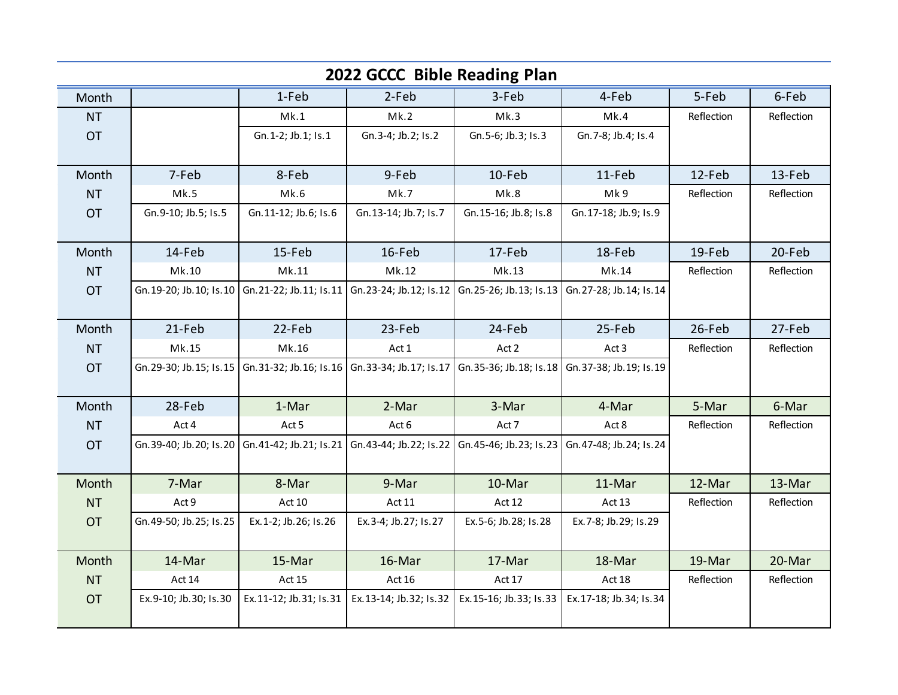# 2022 GCCC Bible Reading Plan

| Month | | 1-Feb | 2-Feb | 3-Feb | 4-Feb | 5-Feb | 6-Feb |
|---|---|---|---|---|---|---|---|
| NT | | Mk.1 | Mk.2 | Mk.3 | Mk.4 | Reflection | Reflection |
| OT | | Gn.1-2; Jb.1; Is.1 | Gn.3-4; Jb.2; Is.2 | Gn.5-6; Jb.3; Is.3 | Gn.7-8; Jb.4; Is.4 | | |
| Month | 7-Feb | 8-Feb | 9-Feb | 10-Feb | 11-Feb | 12-Feb | 13-Feb |
| NT | Mk.5 | Mk.6 | Mk.7 | Mk.8 | Mk 9 | Reflection | Reflection |
| OT | Gn.9-10; Jb.5; Is.5 | Gn.11-12; Jb.6; Is.6 | Gn.13-14; Jb.7; Is.7 | Gn.15-16; Jb.8; Is.8 | Gn.17-18; Jb.9; Is.9 | | |
| Month | 14-Feb | 15-Feb | 16-Feb | 17-Feb | 18-Feb | 19-Feb | 20-Feb |
| NT | Mk.10 | Mk.11 | Mk.12 | Mk.13 | Mk.14 | Reflection | Reflection |
| OT | Gn.19-20; Jb.10; Is.10 | Gn.21-22; Jb.11; Is.11 | Gn.23-24; Jb.12; Is.12 | Gn.25-26; Jb.13; Is.13 | Gn.27-28; Jb.14; Is.14 | | |
| Month | 21-Feb | 22-Feb | 23-Feb | 24-Feb | 25-Feb | 26-Feb | 27-Feb |
| NT | Mk.15 | Mk.16 | Act 1 | Act 2 | Act 3 | Reflection | Reflection |
| OT | Gn.29-30; Jb.15; Is.15 | Gn.31-32; Jb.16; Is.16 | Gn.33-34; Jb.17; Is.17 | Gn.35-36; Jb.18; Is.18 | Gn.37-38; Jb.19; Is.19 | | |
| Month | 28-Feb | 1-Mar | 2-Mar | 3-Mar | 4-Mar | 5-Mar | 6-Mar |
| NT | Act 4 | Act 5 | Act 6 | Act 7 | Act 8 | Reflection | Reflection |
| OT | Gn.39-40; Jb.20; Is.20 | Gn.41-42; Jb.21; Is.21 | Gn.43-44; Jb.22; Is.22 | Gn.45-46; Jb.23; Is.23 | Gn.47-48; Jb.24; Is.24 | | |
| Month | 7-Mar | 8-Mar | 9-Mar | 10-Mar | 11-Mar | 12-Mar | 13-Mar |
| NT | Act 9 | Act 10 | Act 11 | Act 12 | Act 13 | Reflection | Reflection |
| OT | Gn.49-50; Jb.25; Is.25 | Ex.1-2; Jb.26; Is.26 | Ex.3-4; Jb.27; Is.27 | Ex.5-6; Jb.28; Is.28 | Ex.7-8; Jb.29; Is.29 | | |
| Month | 14-Mar | 15-Mar | 16-Mar | 17-Mar | 18-Mar | 19-Mar | 20-Mar |
| NT | Act 14 | Act 15 | Act 16 | Act 17 | Act 18 | Reflection | Reflection |
| OT | Ex.9-10; Jb.30; Is.30 | Ex.11-12; Jb.31; Is.31 | Ex.13-14; Jb.32; Is.32 | Ex.15-16; Jb.33; Is.33 | Ex.17-18; Jb.34; Is.34 | | |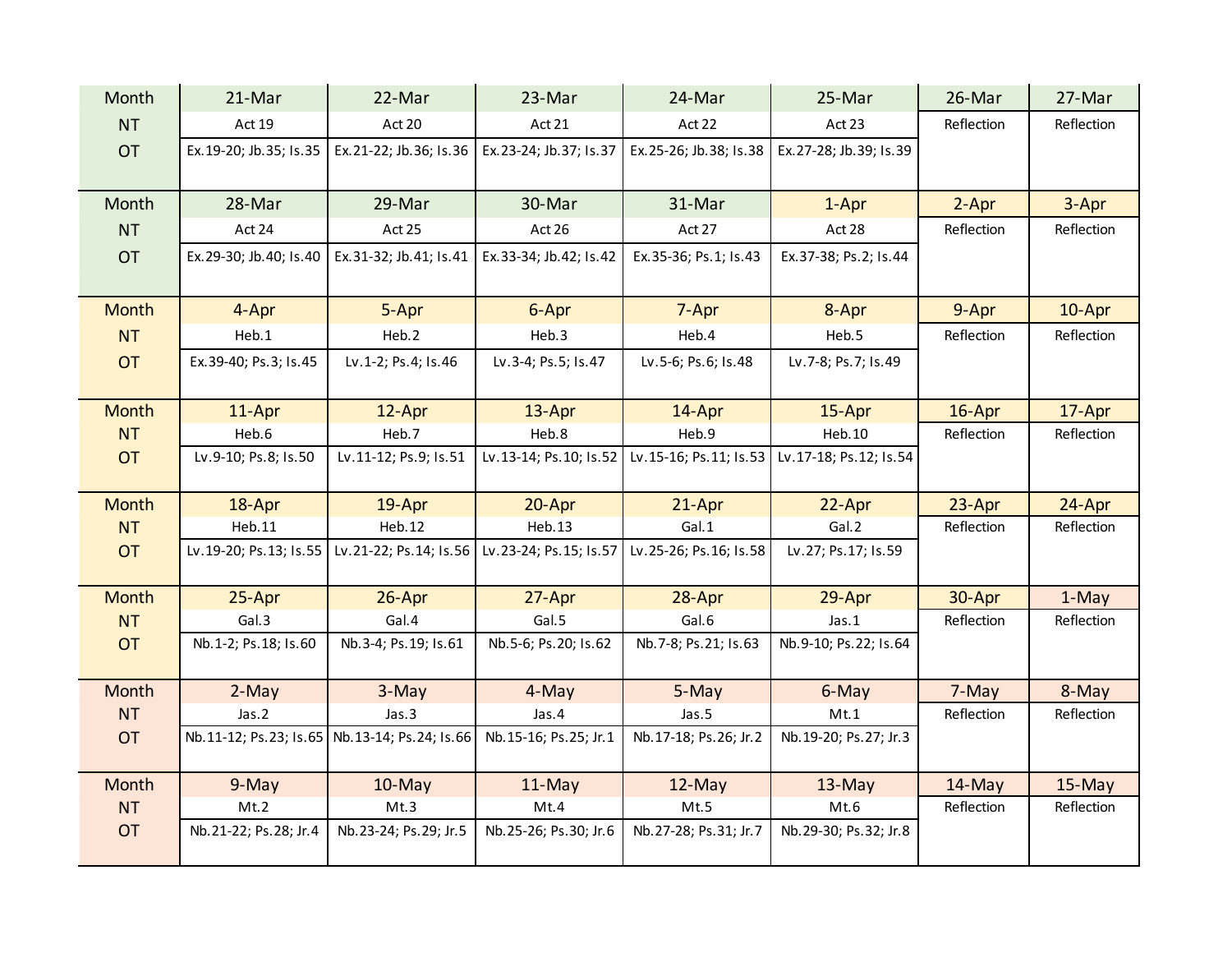| Month | 21-Mar | 22-Mar | 23-Mar | 24-Mar | 25-Mar | 26-Mar | 27-Mar |
|---|---|---|---|---|---|---|---|
| NT | Act 19 | Act 20 | Act 21 | Act 22 | Act 23 | Reflection | Reflection |
| OT | Ex.19-20; Jb.35; Is.35 | Ex.21-22; Jb.36; Is.36 | Ex.23-24; Jb.37; Is.37 | Ex.25-26; Jb.38; Is.38 | Ex.27-28; Jb.39; Is.39 | | |

| Month | 28-Mar | 29-Mar | 30-Mar | 31-Mar | 1-Apr | 2-Apr | 3-Apr |
|---|---|---|---|---|---|---|---|
| NT | Act 24 | Act 25 | Act 26 | Act 27 | Act 28 | Reflection | Reflection |
| OT | Ex.29-30; Jb.40; Is.40 | Ex.31-32; Jb.41; Is.41 | Ex.33-34; Jb.42; Is.42 | Ex.35-36; Ps.1; Is.43 | Ex.37-38; Ps.2; Is.44 | | |

| Month | 4-Apr | 5-Apr | 6-Apr | 7-Apr | 8-Apr | 9-Apr | 10-Apr |
|---|---|---|---|---|---|---|---|
| NT | Heb.1 | Heb.2 | Heb.3 | Heb.4 | Heb.5 | Reflection | Reflection |
| OT | Ex.39-40; Ps.3; Is.45 | Lv.1-2; Ps.4; Is.46 | Lv.3-4; Ps.5; Is.47 | Lv.5-6; Ps.6; Is.48 | Lv.7-8; Ps.7; Is.49 | | |

| Month | 11-Apr | 12-Apr | 13-Apr | 14-Apr | 15-Apr | 16-Apr | 17-Apr |
|---|---|---|---|---|---|---|---|
| NT | Heb.6 | Heb.7 | Heb.8 | Heb.9 | Heb.10 | Reflection | Reflection |
| OT | Lv.9-10; Ps.8; Is.50 | Lv.11-12; Ps.9; Is.51 | Lv.13-14; Ps.10; Is.52 | Lv.15-16; Ps.11; Is.53 | Lv.17-18; Ps.12; Is.54 | | |

| Month | 18-Apr | 19-Apr | 20-Apr | 21-Apr | 22-Apr | 23-Apr | 24-Apr |
|---|---|---|---|---|---|---|---|
| NT | Heb.11 | Heb.12 | Heb.13 | Gal.1 | Gal.2 | Reflection | Reflection |
| OT | Lv.19-20; Ps.13; Is.55 | Lv.21-22; Ps.14; Is.56 | Lv.23-24; Ps.15; Is.57 | Lv.25-26; Ps.16; Is.58 | Lv.27; Ps.17; Is.59 | | |

| Month | 25-Apr | 26-Apr | 27-Apr | 28-Apr | 29-Apr | 30-Apr | 1-May |
|---|---|---|---|---|---|---|---|
| NT | Gal.3 | Gal.4 | Gal.5 | Gal.6 | Jas.1 | Reflection | Reflection |
| OT | Nb.1-2; Ps.18; Is.60 | Nb.3-4; Ps.19; Is.61 | Nb.5-6; Ps.20; Is.62 | Nb.7-8; Ps.21; Is.63 | Nb.9-10; Ps.22; Is.64 | | |

| Month | 2-May | 3-May | 4-May | 5-May | 6-May | 7-May | 8-May |
|---|---|---|---|---|---|---|---|
| NT | Jas.2 | Jas.3 | Jas.4 | Jas.5 | Mt.1 | Reflection | Reflection |
| OT | Nb.11-12; Ps.23; Is.65 | Nb.13-14; Ps.24; Is.66 | Nb.15-16; Ps.25; Jr.1 | Nb.17-18; Ps.26; Jr.2 | Nb.19-20; Ps.27; Jr.3 | | |

| Month | 9-May | 10-May | 11-May | 12-May | 13-May | 14-May | 15-May |
|---|---|---|---|---|---|---|---|
| NT | Mt.2 | Mt.3 | Mt.4 | Mt.5 | Mt.6 | Reflection | Reflection |
| OT | Nb.21-22; Ps.28; Jr.4 | Nb.23-24; Ps.29; Jr.5 | Nb.25-26; Ps.30; Jr.6 | Nb.27-28; Ps.31; Jr.7 | Nb.29-30; Ps.32; Jr.8 | | |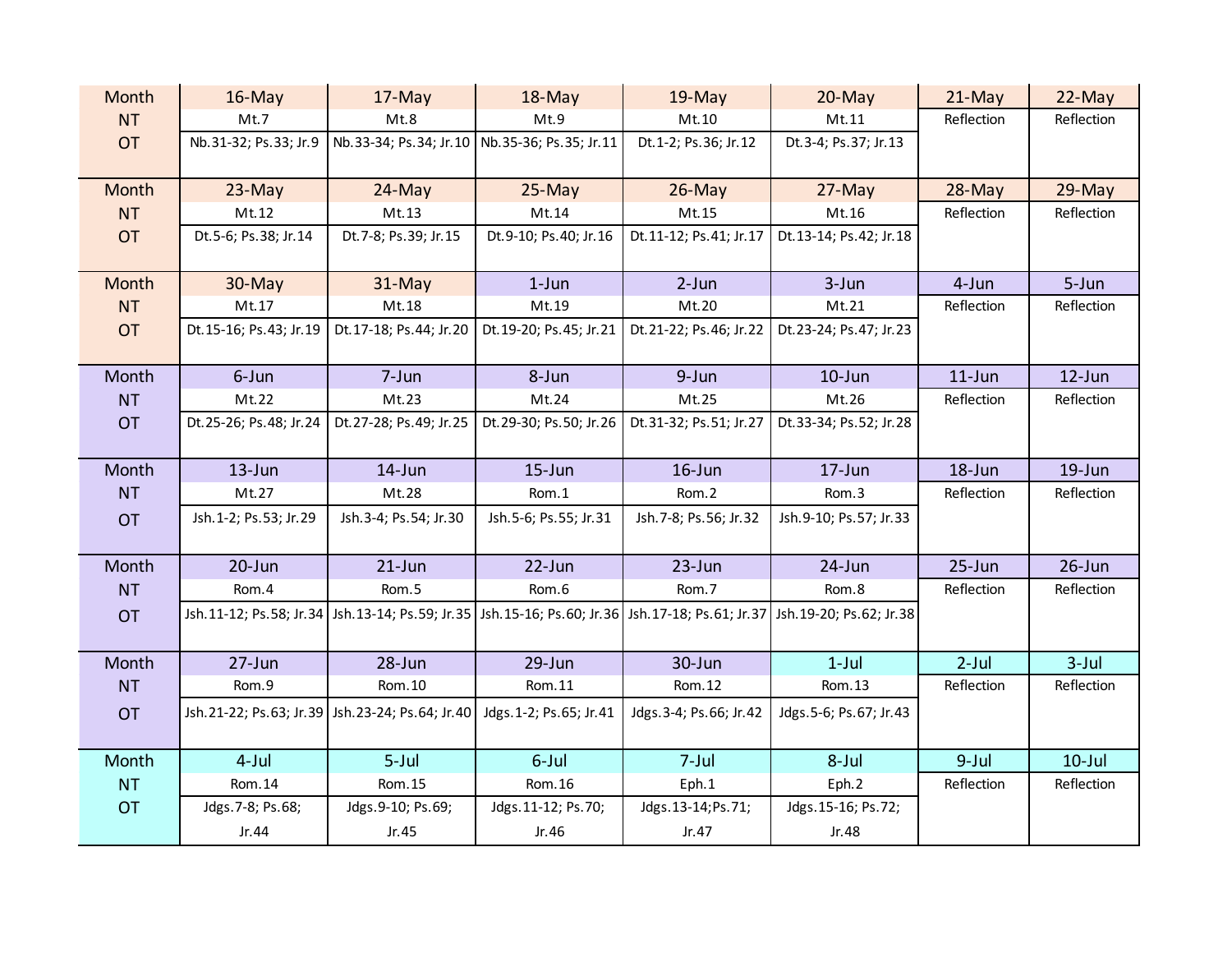| Month | 16-May | 17-May | 18-May | 19-May | 20-May | 21-May | 22-May |
|---|---|---|---|---|---|---|---|
| NT | Mt.7 | Mt.8 | Mt.9 | Mt.10 | Mt.11 | Reflection | Reflection |
| OT | Nb.31-32; Ps.33; Jr.9 | Nb.33-34; Ps.34; Jr.10 | Nb.35-36; Ps.35; Jr.11 | Dt.1-2; Ps.36; Jr.12 | Dt.3-4; Ps.37; Jr.13 | | |
| Month | 23-May | 24-May | 25-May | 26-May | 27-May | 28-May | 29-May |
| NT | Mt.12 | Mt.13 | Mt.14 | Mt.15 | Mt.16 | Reflection | Reflection |
| OT | Dt.5-6; Ps.38; Jr.14 | Dt.7-8; Ps.39; Jr.15 | Dt.9-10; Ps.40; Jr.16 | Dt.11-12; Ps.41; Jr.17 | Dt.13-14; Ps.42; Jr.18 | | |
| Month | 30-May | 31-May | 1-Jun | 2-Jun | 3-Jun | 4-Jun | 5-Jun |
| NT | Mt.17 | Mt.18 | Mt.19 | Mt.20 | Mt.21 | Reflection | Reflection |
| OT | Dt.15-16; Ps.43; Jr.19 | Dt.17-18; Ps.44; Jr.20 | Dt.19-20; Ps.45; Jr.21 | Dt.21-22; Ps.46; Jr.22 | Dt.23-24; Ps.47; Jr.23 | | |
| Month | 6-Jun | 7-Jun | 8-Jun | 9-Jun | 10-Jun | 11-Jun | 12-Jun |
| NT | Mt.22 | Mt.23 | Mt.24 | Mt.25 | Mt.26 | Reflection | Reflection |
| OT | Dt.25-26; Ps.48; Jr.24 | Dt.27-28; Ps.49; Jr.25 | Dt.29-30; Ps.50; Jr.26 | Dt.31-32; Ps.51; Jr.27 | Dt.33-34; Ps.52; Jr.28 | | |
| Month | 13-Jun | 14-Jun | 15-Jun | 16-Jun | 17-Jun | 18-Jun | 19-Jun |
| NT | Mt.27 | Mt.28 | Rom.1 | Rom.2 | Rom.3 | Reflection | Reflection |
| OT | Jsh.1-2; Ps.53; Jr.29 | Jsh.3-4; Ps.54; Jr.30 | Jsh.5-6; Ps.55; Jr.31 | Jsh.7-8; Ps.56; Jr.32 | Jsh.9-10; Ps.57; Jr.33 | | |
| Month | 20-Jun | 21-Jun | 22-Jun | 23-Jun | 24-Jun | 25-Jun | 26-Jun |
| NT | Rom.4 | Rom.5 | Rom.6 | Rom.7 | Rom.8 | Reflection | Reflection |
| OT | Jsh.11-12; Ps.58; Jr.34 | Jsh.13-14; Ps.59; Jr.35 | Jsh.15-16; Ps.60; Jr.36 | Jsh.17-18; Ps.61; Jr.37 | Jsh.19-20; Ps.62; Jr.38 | | |
| Month | 27-Jun | 28-Jun | 29-Jun | 30-Jun | 1-Jul | 2-Jul | 3-Jul |
| NT | Rom.9 | Rom.10 | Rom.11 | Rom.12 | Rom.13 | Reflection | Reflection |
| OT | Jsh.21-22; Ps.63; Jr.39 | Jsh.23-24; Ps.64; Jr.40 | Jdgs.1-2; Ps.65; Jr.41 | Jdgs.3-4; Ps.66; Jr.42 | Jdgs.5-6; Ps.67; Jr.43 | | |
| Month | 4-Jul | 5-Jul | 6-Jul | 7-Jul | 8-Jul | 9-Jul | 10-Jul |
| NT | Rom.14 | Rom.15 | Rom.16 | Eph.1 | Eph.2 | Reflection | Reflection |
| OT | Jdgs.7-8; Ps.68; Jr.44 | Jdgs.9-10; Ps.69; Jr.45 | Jdgs.11-12; Ps.70; Jr.46 | Jdgs.13-14;Ps.71; Jr.47 | Jdgs.15-16; Ps.72; Jr.48 | | |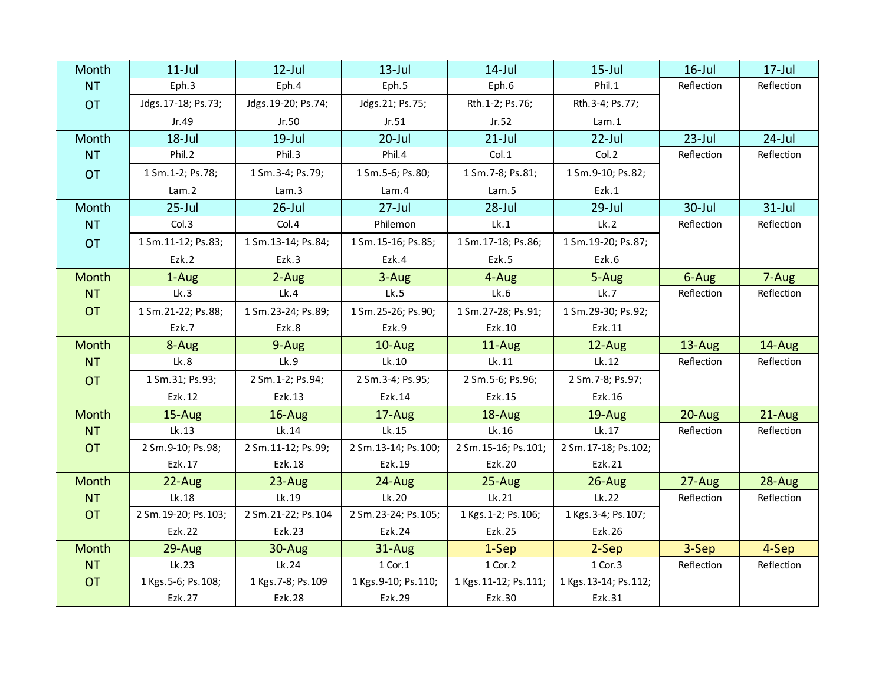| Month | 11-Jul | 12-Jul | 13-Jul | 14-Jul | 15-Jul | 16-Jul | 17-Jul |
|---|---|---|---|---|---|---|---|
| NT | Eph.3 | Eph.4 | Eph.5 | Eph.6 | Phil.1 | Reflection | Reflection |
| OT | Jdgs.17-18; Ps.73; Jr.49 | Jdgs.19-20; Ps.74; Jr.50 | Jdgs.21; Ps.75; Jr.51 | Rth.1-2; Ps.76; Jr.52 | Rth.3-4; Ps.77; Lam.1 | | |
| Month | 18-Jul | 19-Jul | 20-Jul | 21-Jul | 22-Jul | 23-Jul | 24-Jul |
| NT | Phil.2 | Phil.3 | Phil.4 | Col.1 | Col.2 | Reflection | Reflection |
| OT | 1 Sm.1-2; Ps.78; Lam.2 | 1 Sm.3-4; Ps.79; Lam.3 | 1 Sm.5-6; Ps.80; Lam.4 | 1 Sm.7-8; Ps.81; Lam.5 | 1 Sm.9-10; Ps.82; Ezk.1 | | |
| Month | 25-Jul | 26-Jul | 27-Jul | 28-Jul | 29-Jul | 30-Jul | 31-Jul |
| NT | Col.3 | Col.4 | Philemon | Lk.1 | Lk.2 | Reflection | Reflection |
| OT | 1 Sm.11-12; Ps.83; Ezk.2 | 1 Sm.13-14; Ps.84; Ezk.3 | 1 Sm.15-16; Ps.85; Ezk.4 | 1 Sm.17-18; Ps.86; Ezk.5 | 1 Sm.19-20; Ps.87; Ezk.6 | | |
| Month | 1-Aug | 2-Aug | 3-Aug | 4-Aug | 5-Aug | 6-Aug | 7-Aug |
| NT | Lk.3 | Lk.4 | Lk.5 | Lk.6 | Lk.7 | Reflection | Reflection |
| OT | 1 Sm.21-22; Ps.88; Ezk.7 | 1 Sm.23-24; Ps.89; Ezk.8 | 1 Sm.25-26; Ps.90; Ezk.9 | 1 Sm.27-28; Ps.91; Ezk.10 | 1 Sm.29-30; Ps.92; Ezk.11 | | |
| Month | 8-Aug | 9-Aug | 10-Aug | 11-Aug | 12-Aug | 13-Aug | 14-Aug |
| NT | Lk.8 | Lk.9 | Lk.10 | Lk.11 | Lk.12 | Reflection | Reflection |
| OT | 1 Sm.31; Ps.93; Ezk.12 | 2 Sm.1-2; Ps.94; Ezk.13 | 2 Sm.3-4; Ps.95; Ezk.14 | 2 Sm.5-6; Ps.96; Ezk.15 | 2 Sm.7-8; Ps.97; Ezk.16 | | |
| Month | 15-Aug | 16-Aug | 17-Aug | 18-Aug | 19-Aug | 20-Aug | 21-Aug |
| NT | Lk.13 | Lk.14 | Lk.15 | Lk.16 | Lk.17 | Reflection | Reflection |
| OT | 2 Sm.9-10; Ps.98; Ezk.17 | 2 Sm.11-12; Ps.99; Ezk.18 | 2 Sm.13-14; Ps.100; Ezk.19 | 2 Sm.15-16; Ps.101; Ezk.20 | 2 Sm.17-18; Ps.102; Ezk.21 | | |
| Month | 22-Aug | 23-Aug | 24-Aug | 25-Aug | 26-Aug | 27-Aug | 28-Aug |
| NT | Lk.18 | Lk.19 | Lk.20 | Lk.21 | Lk.22 | Reflection | Reflection |
| OT | 2 Sm.19-20; Ps.103; Ezk.22 | 2 Sm.21-22; Ps.104 Ezk.23 | 2 Sm.23-24; Ps.105; Ezk.24 | 1 Kgs.1-2; Ps.106; Ezk.25 | 1 Kgs.3-4; Ps.107; Ezk.26 | | |
| Month | 29-Aug | 30-Aug | 31-Aug | 1-Sep | 2-Sep | 3-Sep | 4-Sep |
| NT | Lk.23 | Lk.24 | 1 Cor.1 | 1 Cor.2 | 1 Cor.3 | Reflection | Reflection |
| OT | 1 Kgs.5-6; Ps.108; Ezk.27 | 1 Kgs.7-8; Ps.109 Ezk.28 | 1 Kgs.9-10; Ps.110; Ezk.29 | 1 Kgs.11-12; Ps.111; Ezk.30 | 1 Kgs.13-14; Ps.112; Ezk.31 | | |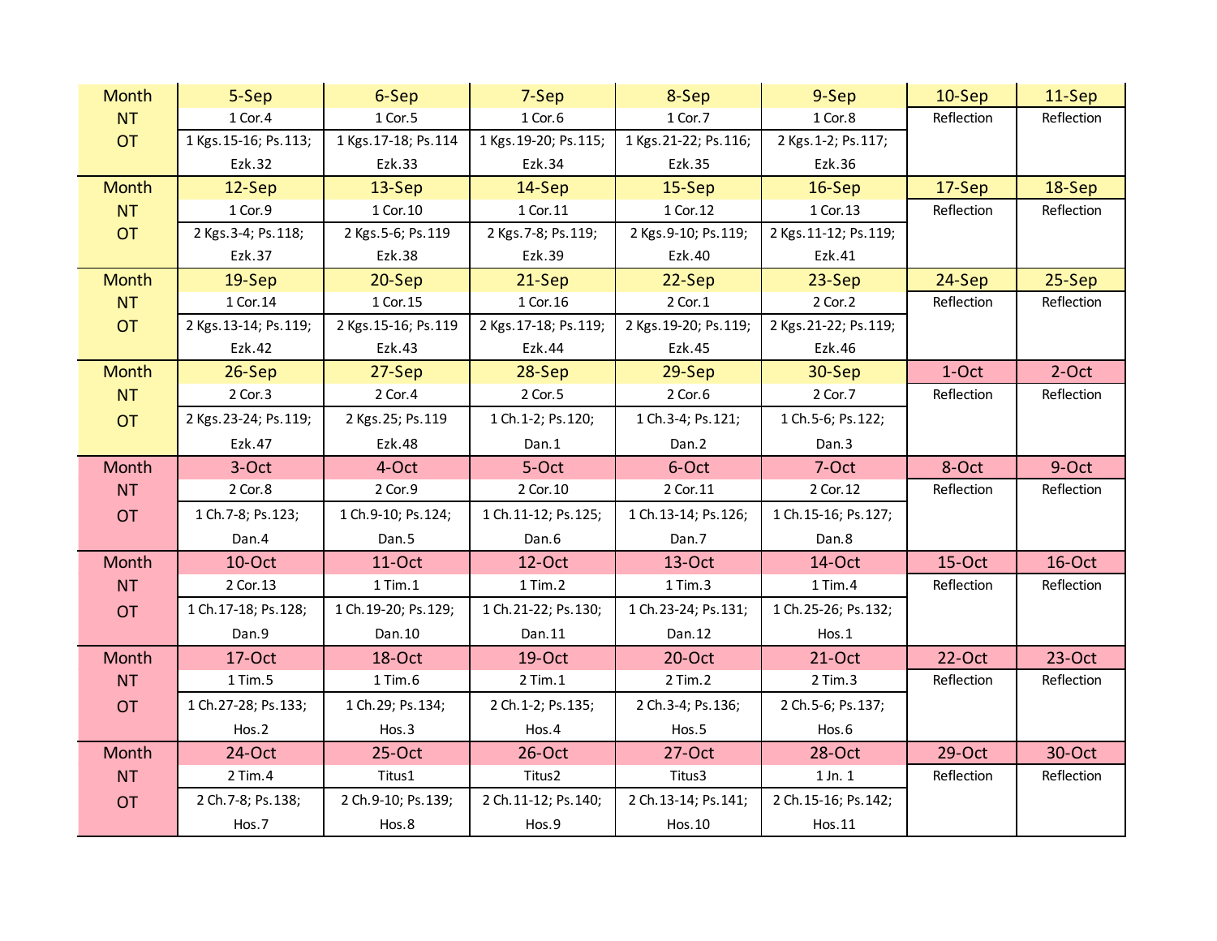| Month | 5-Sep | 6-Sep | 7-Sep | 8-Sep | 9-Sep | 10-Sep | 11-Sep |
|---|---|---|---|---|---|---|---|
| NT | 1 Cor.4 | 1 Cor.5 | 1 Cor.6 | 1 Cor.7 | 1 Cor.8 | Reflection | Reflection |
| OT | 1 Kgs.15-16; Ps.113; Ezk.32 | 1 Kgs.17-18; Ps.114 Ezk.33 | 1 Kgs.19-20; Ps.115; Ezk.34 | 1 Kgs.21-22; Ps.116; Ezk.35 | 2 Kgs.1-2; Ps.117; Ezk.36 | | |
| Month | 12-Sep | 13-Sep | 14-Sep | 15-Sep | 16-Sep | 17-Sep | 18-Sep |
| NT | 1 Cor.9 | 1 Cor.10 | 1 Cor.11 | 1 Cor.12 | 1 Cor.13 | Reflection | Reflection |
| OT | 2 Kgs.3-4; Ps.118; Ezk.37 | 2 Kgs.5-6; Ps.119 Ezk.38 | 2 Kgs.7-8; Ps.119; Ezk.39 | 2 Kgs.9-10; Ps.119; Ezk.40 | 2 Kgs.11-12; Ps.119; Ezk.41 | | |
| Month | 19-Sep | 20-Sep | 21-Sep | 22-Sep | 23-Sep | 24-Sep | 25-Sep |
| NT | 1 Cor.14 | 1 Cor.15 | 1 Cor.16 | 2 Cor.1 | 2 Cor.2 | Reflection | Reflection |
| OT | 2 Kgs.13-14; Ps.119; Ezk.42 | 2 Kgs.15-16; Ps.119 Ezk.43 | 2 Kgs.17-18; Ps.119; Ezk.44 | 2 Kgs.19-20; Ps.119; Ezk.45 | 2 Kgs.21-22; Ps.119; Ezk.46 | | |
| Month | 26-Sep | 27-Sep | 28-Sep | 29-Sep | 30-Sep | 1-Oct | 2-Oct |
| NT | 2 Cor.3 | 2 Cor.4 | 2 Cor.5 | 2 Cor.6 | 2 Cor.7 | Reflection | Reflection |
| OT | 2 Kgs.23-24; Ps.119; Ezk.47 | 2 Kgs.25; Ps.119 Ezk.48 | 1 Ch.1-2; Ps.120; Dan.1 | 1 Ch.3-4; Ps.121; Dan.2 | 1 Ch.5-6; Ps.122; Dan.3 | | |
| Month | 3-Oct | 4-Oct | 5-Oct | 6-Oct | 7-Oct | 8-Oct | 9-Oct |
| NT | 2 Cor.8 | 2 Cor.9 | 2 Cor.10 | 2 Cor.11 | 2 Cor.12 | Reflection | Reflection |
| OT | 1 Ch.7-8; Ps.123; Dan.4 | 1 Ch.9-10; Ps.124; Dan.5 | 1 Ch.11-12; Ps.125; Dan.6 | 1 Ch.13-14; Ps.126; Dan.7 | 1 Ch.15-16; Ps.127; Dan.8 | | |
| Month | 10-Oct | 11-Oct | 12-Oct | 13-Oct | 14-Oct | 15-Oct | 16-Oct |
| NT | 2 Cor.13 | 1 Tim.1 | 1 Tim.2 | 1 Tim.3 | 1 Tim.4 | Reflection | Reflection |
| OT | 1 Ch.17-18; Ps.128; Dan.9 | 1 Ch.19-20; Ps.129; Dan.10 | 1 Ch.21-22; Ps.130; Dan.11 | 1 Ch.23-24; Ps.131; Dan.12 | 1 Ch.25-26; Ps.132; Hos.1 | | |
| Month | 17-Oct | 18-Oct | 19-Oct | 20-Oct | 21-Oct | 22-Oct | 23-Oct |
| NT | 1 Tim.5 | 1 Tim.6 | 2 Tim.1 | 2 Tim.2 | 2 Tim.3 | Reflection | Reflection |
| OT | 1 Ch.27-28; Ps.133; Hos.2 | 1 Ch.29; Ps.134; Hos.3 | 2 Ch.1-2; Ps.135; Hos.4 | 2 Ch.3-4; Ps.136; Hos.5 | 2 Ch.5-6; Ps.137; Hos.6 | | |
| Month | 24-Oct | 25-Oct | 26-Oct | 27-Oct | 28-Oct | 29-Oct | 30-Oct |
| NT | 2 Tim.4 | Titus1 | Titus2 | Titus3 | 1 Jn. 1 | Reflection | Reflection |
| OT | 2 Ch.7-8; Ps.138; Hos.7 | 2 Ch.9-10; Ps.139; Hos.8 | 2 Ch.11-12; Ps.140; Hos.9 | 2 Ch.13-14; Ps.141; Hos.10 | 2 Ch.15-16; Ps.142; Hos.11 | | |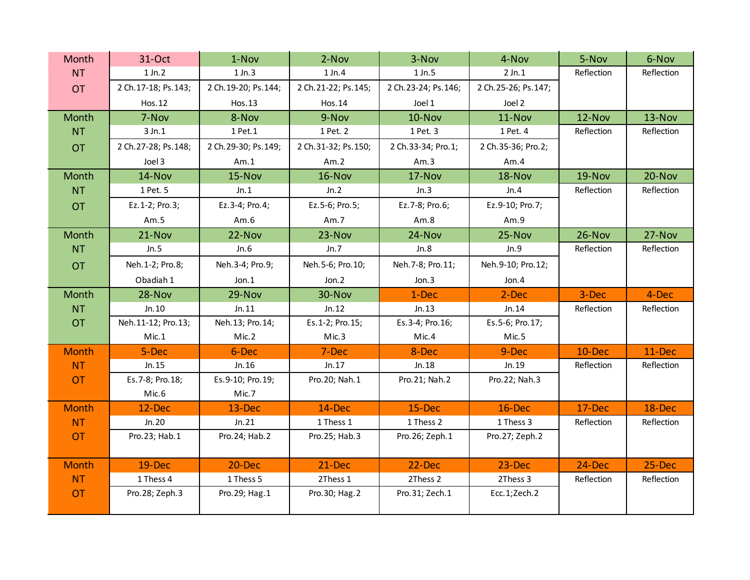| Month | 31-Oct | 1-Nov | 2-Nov | 3-Nov | 4-Nov | 5-Nov | 6-Nov |
|---|---|---|---|---|---|---|---|
| NT | 1 Jn.2 | 1 Jn.3 | 1 Jn.4 | 1 Jn.5 | 2 Jn.1 | Reflection | Reflection |
| OT | 2 Ch.17-18; Ps.143; Hos.12 | 2 Ch.19-20; Ps.144; Hos.13 | 2 Ch.21-22; Ps.145; Hos.14 | 2 Ch.23-24; Ps.146; Joel 1 | 2 Ch.25-26; Ps.147; Joel 2 | | |
| Month | 7-Nov | 8-Nov | 9-Nov | 10-Nov | 11-Nov | 12-Nov | 13-Nov |
| NT | 3 Jn.1 | 1 Pet.1 | 1 Pet. 2 | 1 Pet. 3 | 1 Pet. 4 | Reflection | Reflection |
| OT | 2 Ch.27-28; Ps.148; Joel 3 | 2 Ch.29-30; Ps.149; Am.1 | 2 Ch.31-32; Ps.150; Am.2 | 2 Ch.33-34; Pro.1; Am.3 | 2 Ch.35-36; Pro.2; Am.4 | | |
| Month | 14-Nov | 15-Nov | 16-Nov | 17-Nov | 18-Nov | 19-Nov | 20-Nov |
| NT | 1 Pet. 5 | Jn.1 | Jn.2 | Jn.3 | Jn.4 | Reflection | Reflection |
| OT | Ez.1-2; Pro.3; Am.5 | Ez.3-4; Pro.4; Am.6 | Ez.5-6; Pro.5; Am.7 | Ez.7-8; Pro.6; Am.8 | Ez.9-10; Pro.7; Am.9 | | |
| Month | 21-Nov | 22-Nov | 23-Nov | 24-Nov | 25-Nov | 26-Nov | 27-Nov |
| NT | Jn.5 | Jn.6 | Jn.7 | Jn.8 | Jn.9 | Reflection | Reflection |
| OT | Neh.1-2; Pro.8; Obadiah 1 | Neh.3-4; Pro.9; Jon.1 | Neh.5-6; Pro.10; Jon.2 | Neh.7-8; Pro.11; Jon.3 | Neh.9-10; Pro.12; Jon.4 | | |
| Month | 28-Nov | 29-Nov | 30-Nov | 1-Dec | 2-Dec | 3-Dec | 4-Dec |
| NT | Jn.10 | Jn.11 | Jn.12 | Jn.13 | Jn.14 | Reflection | Reflection |
| OT | Neh.11-12; Pro.13; Mic.1 | Neh.13; Pro.14; Mic.2 | Es.1-2; Pro.15; Mic.3 | Es.3-4; Pro.16; Mic.4 | Es.5-6; Pro.17; Mic.5 | | |
| Month | 5-Dec | 6-Dec | 7-Dec | 8-Dec | 9-Dec | 10-Dec | 11-Dec |
| NT | Jn.15 | Jn.16 | Jn.17 | Jn.18 | Jn.19 | Reflection | Reflection |
| OT | Es.7-8; Pro.18; Mic.6 | Es.9-10; Pro.19; Mic.7 | Pro.20; Nah.1 | Pro.21; Nah.2 | Pro.22; Nah.3 | | |
| Month | 12-Dec | 13-Dec | 14-Dec | 15-Dec | 16-Dec | 17-Dec | 18-Dec |
| NT | Jn.20 | Jn.21 | 1 Thess 1 | 1 Thess 2 | 1 Thess 3 | Reflection | Reflection |
| OT | Pro.23; Hab.1 | Pro.24; Hab.2 | Pro.25; Hab.3 | Pro.26; Zeph.1 | Pro.27; Zeph.2 | | |
| Month | 19-Dec | 20-Dec | 21-Dec | 22-Dec | 23-Dec | 24-Dec | 25-Dec |
| NT | 1 Thess 4 | 1 Thess 5 | 2Thess 1 | 2Thess 2 | 2Thess 3 | Reflection | Reflection |
| OT | Pro.28; Zeph.3 | Pro.29; Hag.1 | Pro.30; Hag.2 | Pro.31; Zech.1 | Ecc.1;Zech.2 | | |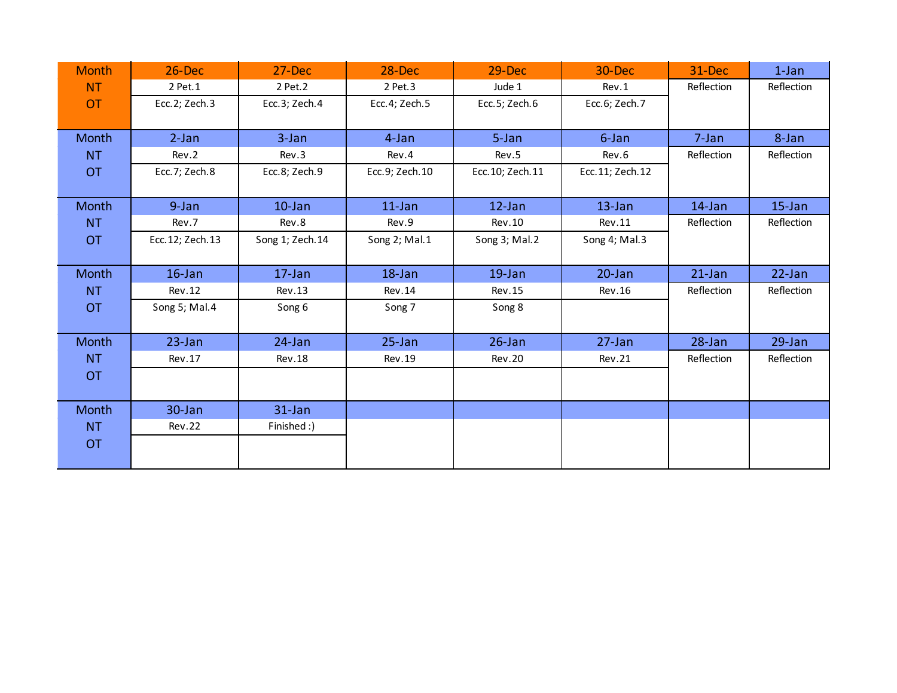| Month | 26-Dec | 27-Dec | 28-Dec | 29-Dec | 30-Dec | 31-Dec | 1-Jan |
|---|---|---|---|---|---|---|---|
| NT | 2 Pet.1 | 2 Pet.2 | 2 Pet.3 | Jude 1 | Rev.1 | Reflection | Reflection |
| OT | Ecc.2; Zech.3 | Ecc.3; Zech.4 | Ecc.4; Zech.5 | Ecc.5; Zech.6 | Ecc.6; Zech.7 | | |
| Month | 2-Jan | 3-Jan | 4-Jan | 5-Jan | 6-Jan | 7-Jan | 8-Jan |
| NT | Rev.2 | Rev.3 | Rev.4 | Rev.5 | Rev.6 | Reflection | Reflection |
| OT | Ecc.7; Zech.8 | Ecc.8; Zech.9 | Ecc.9; Zech.10 | Ecc.10; Zech.11 | Ecc.11; Zech.12 | | |
| Month | 9-Jan | 10-Jan | 11-Jan | 12-Jan | 13-Jan | 14-Jan | 15-Jan |
| NT | Rev.7 | Rev.8 | Rev.9 | Rev.10 | Rev.11 | Reflection | Reflection |
| OT | Ecc.12; Zech.13 | Song 1; Zech.14 | Song 2; Mal.1 | Song 3; Mal.2 | Song 4; Mal.3 | | |
| Month | 16-Jan | 17-Jan | 18-Jan | 19-Jan | 20-Jan | 21-Jan | 22-Jan |
| NT | Rev.12 | Rev.13 | Rev.14 | Rev.15 | Rev.16 | Reflection | Reflection |
| OT | Song 5; Mal.4 | Song 6 | Song 7 | Song 8 | | | |
| Month | 23-Jan | 24-Jan | 25-Jan | 26-Jan | 27-Jan | 28-Jan | 29-Jan |
| NT | Rev.17 | Rev.18 | Rev.19 | Rev.20 | Rev.21 | Reflection | Reflection |
| OT | | | | | | | |
| Month | 30-Jan | 31-Jan | | | | | |
| NT | Rev.22 | Finished :) | | | | | |
| OT | | | | | | | |